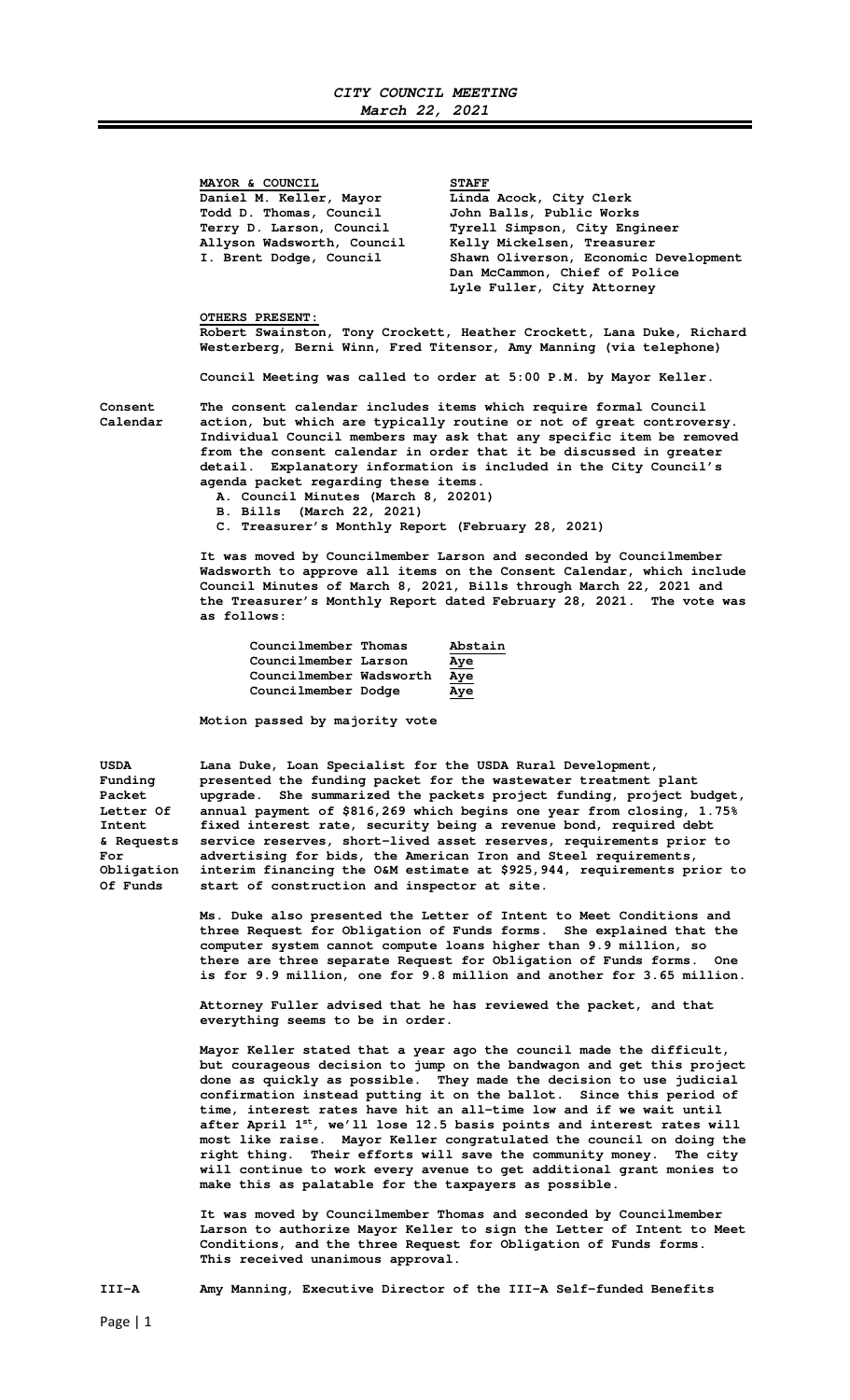# *CITY COUNCIL MEETING*
## *March 22, 2021*

| **MAYOR & COUNCIL** | **STAFF** |
|---|---|
| Daniel M. Keller, Mayor | Linda Acock, City Clerk |
| Todd D. Thomas, Council | John Balls, Public Works |
| Terry D. Larson, Council | Tyrell Simpson, City Engineer |
| Allyson Wadsworth, Council | Kelly Mickelsen, Treasurer |
| I. Brent Dodge, Council | Shawn Oliverson, Economic Development |
| | Dan McCammon, Chief of Police |
| | Lyle Fuller, City Attorney |

**OTHERS PRESENT:**

Robert Swainston, Tony Crockett, Heather Crockett, Lana Duke, Richard Westerberg, Berni Winn, Fred Titensor, Amy Manning (via telephone)

Council Meeting was called to order at 5:00 P.M. by Mayor Keller.

**Consent Calendar**

The consent calendar includes items which require formal Council action, but which are typically routine or not of great controversy. Individual Council members may ask that any specific item be removed from the consent calendar in order that it be discussed in greater detail. Explanatory information is included in the City Council's agenda packet regarding these items.

A. Council Minutes (March 8, 20201)
B. Bills (March 22, 2021)
C. Treasurer's Monthly Report (February 28, 2021)

It was moved by Councilmember Larson and seconded by Councilmember Wadsworth to approve all items on the Consent Calendar, which include Council Minutes of March 8, 2021, Bills through March 22, 2021 and the Treasurer's Monthly Report dated February 28, 2021. The vote was as follows:

| | |
|---|---|
| Councilmember Thomas | Abstain |
| Councilmember Larson | Aye |
| Councilmember Wadsworth | Aye |
| Councilmember Dodge | Aye |

Motion passed by majority vote

**USDA Funding Packet Letter Of Intent & Requests For Obligation Of Funds**

Lana Duke, Loan Specialist for the USDA Rural Development, presented the funding packet for the wastewater treatment plant upgrade. She summarized the packets project funding, project budget, annual payment of $816,269 which begins one year from closing, 1.75% fixed interest rate, security being a revenue bond, required debt service reserves, short-lived asset reserves, requirements prior to advertising for bids, the American Iron and Steel requirements, interim financing the O&M estimate at $925,944, requirements prior to start of construction and inspector at site.

Ms. Duke also presented the Letter of Intent to Meet Conditions and three Request for Obligation of Funds forms. She explained that the computer system cannot compute loans higher than 9.9 million, so there are three separate Request for Obligation of Funds forms. One is for 9.9 million, one for 9.8 million and another for 3.65 million.

Attorney Fuller advised that he has reviewed the packet, and that everything seems to be in order.

Mayor Keller stated that a year ago the council made the difficult, but courageous decision to jump on the bandwagon and get this project done as quickly as possible. They made the decision to use judicial confirmation instead putting it on the ballot. Since this period of time, interest rates have hit an all-time low and if we wait until after April 1st, we'll lose 12.5 basis points and interest rates will most like raise. Mayor Keller congratulated the council on doing the right thing. Their efforts will save the community money. The city will continue to work every avenue to get additional grant monies to make this as palatable for the taxpayers as possible.

It was moved by Councilmember Thomas and seconded by Councilmember Larson to authorize Mayor Keller to sign the Letter of Intent to Meet Conditions, and the three Request for Obligation of Funds forms. This received unanimous approval.

**III-A**

Amy Manning, Executive Director of the III-A Self-funded Benefits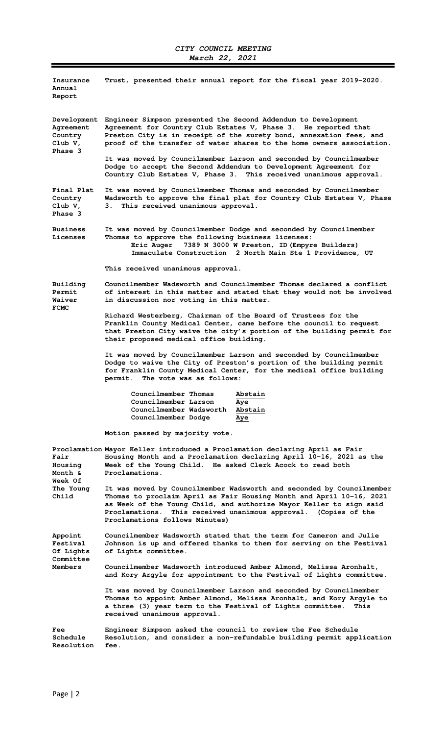**Insurance Annual Report**

Trust, presented their annual report for the fiscal year 2019-2020.

**Development Agreement Country Club V, Phase 3**

Engineer Simpson presented the Second Addendum to Development Agreement for Country Club Estates V, Phase 3. He reported that Preston City is in receipt of the surety bond, annexation fees, and proof of the transfer of water shares to the home owners association.

It was moved by Councilmember Larson and seconded by Councilmember Dodge to accept the Second Addendum to Development Agreement for Country Club Estates V, Phase 3. This received unanimous approval.

**Final Plat Country Club V, Phase 3**

It was moved by Councilmember Thomas and seconded by Councilmember Wadsworth to approve the final plat for Country Club Estates V, Phase 3. This received unanimous approval.

**Business Licenses**

It was moved by Councilmember Dodge and seconded by Councilmember Thomas to approve the following business licenses:

Eric Auger 7389 N 3000 W Preston, ID (Empyre Builders)
Immaculate Construction 2 North Main Ste 1 Providence, UT

This received unanimous approval.

**Building Permit Waiver FCMC**

Councilmember Wadsworth and Councilmember Thomas declared a conflict of interest in this matter and stated that they would not be involved in discussion nor voting in this matter.

Richard Westerberg, Chairman of the Board of Trustees for the Franklin County Medical Center, came before the council to request that Preston City waive the city's portion of the building permit for their proposed medical office building.

It was moved by Councilmember Larson and seconded by Councilmember Dodge to waive the City of Preston's portion of the building permit for Franklin County Medical Center, for the medical office building permit. The vote was as follows:

| | |
|---|---|
| Councilmember Thomas | Abstain |
| Councilmember Larson | Aye |
| Councilmember Wadsworth | Abstain |
| Councilmember Dodge | Aye |

Motion passed by majority vote.

**Proclamation Fair Housing Month & Week Of The Young Child**

Mayor Keller introduced a Proclamation declaring April as Fair Housing Month and a Proclamation declaring April 10-16, 2021 as the Week of the Young Child. He asked Clerk Acock to read both Proclamations.

It was moved by Councilmember Wadsworth and seconded by Councilmember Thomas to proclaim April as Fair Housing Month and April 10-16, 2021 as Week of the Young Child, and authorize Mayor Keller to sign said Proclamations. This received unanimous approval. (Copies of the Proclamations follows Minutes)

**Appoint Festival Of Lights Committee Members**

Councilmember Wadsworth stated that the term for Cameron and Julie Johnson is up and offered thanks to them for serving on the Festival of Lights committee.

Councilmember Wadsworth introduced Amber Almond, Melissa Aronhalt, and Kory Argyle for appointment to the Festival of Lights committee.

It was moved by Councilmember Larson and seconded by Councilmember Thomas to appoint Amber Almond, Melissa Aronhalt, and Kory Argyle to a three (3) year term to the Festival of Lights committee. This received unanimous approval.

**Fee Schedule Resolution**

Engineer Simpson asked the council to review the Fee Schedule Resolution, and consider a non-refundable building permit application fee.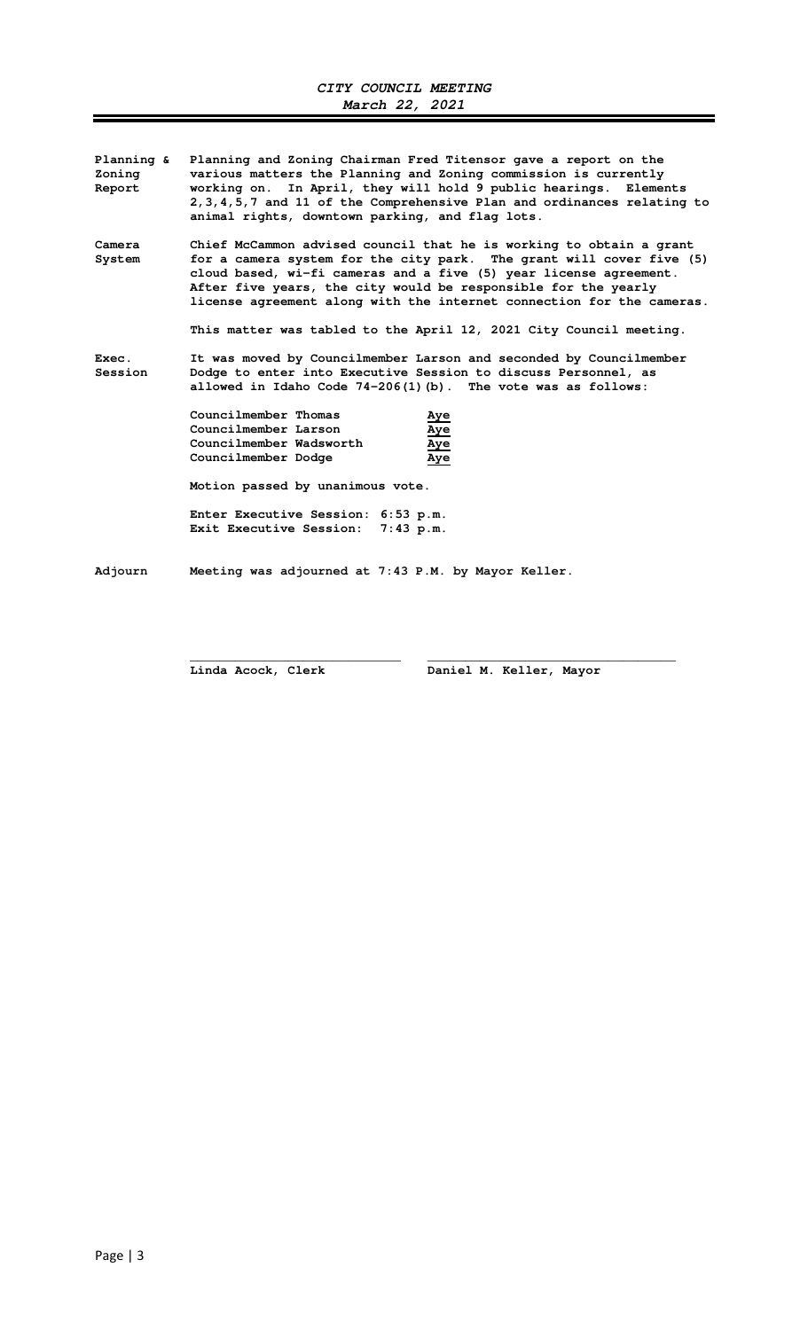**Planning & Zoning Report**

Planning and Zoning Chairman Fred Titensor gave a report on the various matters the Planning and Zoning commission is currently working on. In April, they will hold 9 public hearings. Elements 2,3,4,5,7 and 11 of the Comprehensive Plan and ordinances relating to animal rights, downtown parking, and flag lots.

**Camera System**

Chief McCammon advised council that he is working to obtain a grant for a camera system for the city park. The grant will cover five (5) cloud based, wi-fi cameras and a five (5) year license agreement. After five years, the city would be responsible for the yearly license agreement along with the internet connection for the cameras.

This matter was tabled to the April 12, 2021 City Council meeting.

**Exec. Session**

It was moved by Councilmember Larson and seconded by Councilmember Dodge to enter into Executive Session to discuss Personnel, as allowed in Idaho Code 74-206(1)(b). The vote was as follows:

| | |
|---|---|
| Councilmember Thomas | Aye |
| Councilmember Larson | Aye |
| Councilmember Wadsworth | Aye |
| Councilmember Dodge | Aye |

Motion passed by unanimous vote.

Enter Executive Session: 6:53 p.m.
Exit Executive Session: 7:43 p.m.

**Adjourn**

Meeting was adjourned at 7:43 P.M. by Mayor Keller.

\_\_\_\_\_\_\_\_\_\_\_\_\_\_\_\_\_\_\_\_\_\_\_\_\_\_\_\_
Linda Acock, Clerk

\_\_\_\_\_\_\_\_\_\_\_\_\_\_\_\_\_\_\_\_\_\_\_\_\_\_\_\_
Daniel M. Keller, Mayor